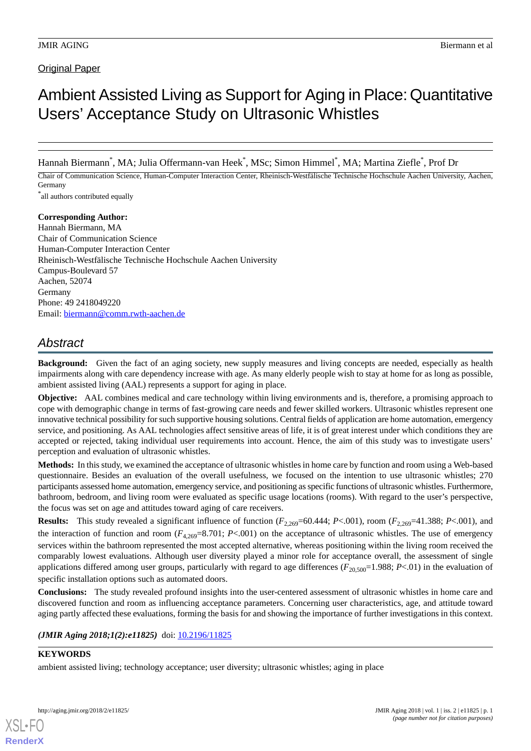Original Paper

# Ambient Assisted Living as Support for Aging in Place: Quantitative Users' Acceptance Study on Ultrasonic Whistles

Hannah Biermann[*], MA; Julia Offermann-van Heek[*], MSc; Simon Himmel[*], MA; Martina Ziefle[*], Prof Dr

Chair of Communication Science, Human-Computer Interaction Center, Rheinisch-Westfälische Technische Hochschule Aachen University, Aachen, Germany

[*]all authors contributed equally

**Corresponding Author:**
Hannah Biermann, MA
Chair of Communication Science
Human-Computer Interaction Center
Rheinisch-Westfälische Technische Hochschule Aachen University
Campus-Boulevard 57
Aachen, 52074
Germany
Phone: 49 2418049220
Email: biermann@comm.rwth-aachen.de

## Abstract

**Background:** Given the fact of an aging society, new supply measures and living concepts are needed, especially as health impairments along with care dependency increase with age. As many elderly people wish to stay at home for as long as possible, ambient assisted living (AAL) represents a support for aging in place.

**Objective:** AAL combines medical and care technology within living environments and is, therefore, a promising approach to cope with demographic change in terms of fast-growing care needs and fewer skilled workers. Ultrasonic whistles represent one innovative technical possibility for such supportive housing solutions. Central fields of application are home automation, emergency service, and positioning. As AAL technologies affect sensitive areas of life, it is of great interest under which conditions they are accepted or rejected, taking individual user requirements into account. Hence, the aim of this study was to investigate users' perception and evaluation of ultrasonic whistles.

**Methods:** In this study, we examined the acceptance of ultrasonic whistles in home care by function and room using a Web-based questionnaire. Besides an evaluation of the overall usefulness, we focused on the intention to use ultrasonic whistles; 270 participants assessed home automation, emergency service, and positioning as specific functions of ultrasonic whistles. Furthermore, bathroom, bedroom, and living room were evaluated as specific usage locations (rooms). With regard to the user's perspective, the focus was set on age and attitudes toward aging of care receivers.

**Results:** This study revealed a significant influence of function ($F_{2,269}$=60.444; $P$<.001), room ($F_{2,269}$=41.388; $P$<.001), and the interaction of function and room ($F_{4,269}$=8.701; $P$<.001) on the acceptance of ultrasonic whistles. The use of emergency services within the bathroom represented the most accepted alternative, whereas positioning within the living room received the comparably lowest evaluations. Although user diversity played a minor role for acceptance overall, the assessment of single applications differed among user groups, particularly with regard to age differences ($F_{20,500}$=1.988; $P$<.01) in the evaluation of specific installation options such as automated doors.

**Conclusions:** The study revealed profound insights into the user-centered assessment of ultrasonic whistles in home care and discovered function and room as influencing acceptance parameters. Concerning user characteristics, age, and attitude toward aging partly affected these evaluations, forming the basis for and showing the importance of further investigations in this context.

***(JMIR Aging 2018;1(2):e11825)*** doi: 10.2196/11825

**KEYWORDS**

ambient assisted living; technology acceptance; user diversity; ultrasonic whistles; aging in place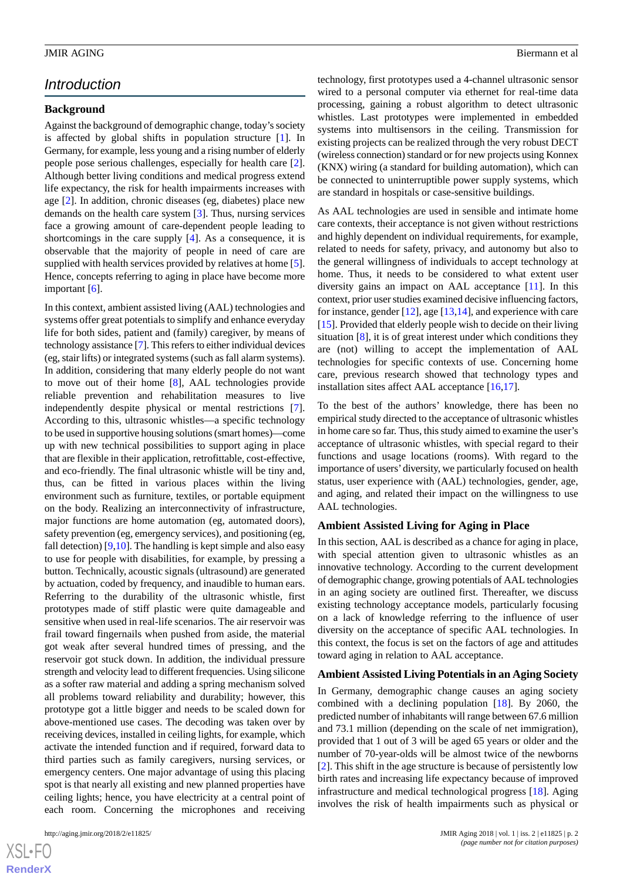## Introduction

### Background

Against the background of demographic change, today's society is affected by global shifts in population structure [1]. In Germany, for example, less young and a rising number of elderly people pose serious challenges, especially for health care [2]. Although better living conditions and medical progress extend life expectancy, the risk for health impairments increases with age [2]. In addition, chronic diseases (eg, diabetes) place new demands on the health care system [3]. Thus, nursing services face a growing amount of care-dependent people leading to shortcomings in the care supply [4]. As a consequence, it is observable that the majority of people in need of care are supplied with health services provided by relatives at home [5]. Hence, concepts referring to aging in place have become more important [6].

In this context, ambient assisted living (AAL) technologies and systems offer great potentials to simplify and enhance everyday life for both sides, patient and (family) caregiver, by means of technology assistance [7]. This refers to either individual devices (eg, stair lifts) or integrated systems (such as fall alarm systems). In addition, considering that many elderly people do not want to move out of their home [8], AAL technologies provide reliable prevention and rehabilitation measures to live independently despite physical or mental restrictions [7]. According to this, ultrasonic whistles—a specific technology to be used in supportive housing solutions (smart homes)—come up with new technical possibilities to support aging in place that are flexible in their application, retrofittable, cost-effective, and eco-friendly. The final ultrasonic whistle will be tiny and, thus, can be fitted in various places within the living environment such as furniture, textiles, or portable equipment on the body. Realizing an interconnectivity of infrastructure, major functions are home automation (eg, automated doors), safety prevention (eg, emergency services), and positioning (eg, fall detection) [9,10]. The handling is kept simple and also easy to use for people with disabilities, for example, by pressing a button. Technically, acoustic signals (ultrasound) are generated by actuation, coded by frequency, and inaudible to human ears. Referring to the durability of the ultrasonic whistle, first prototypes made of stiff plastic were quite damageable and sensitive when used in real-life scenarios. The air reservoir was frail toward fingernails when pushed from aside, the material got weak after several hundred times of pressing, and the reservoir got stuck down. In addition, the individual pressure strength and velocity lead to different frequencies. Using silicone as a softer raw material and adding a spring mechanism solved all problems toward reliability and durability; however, this prototype got a little bigger and needs to be scaled down for above-mentioned use cases. The decoding was taken over by receiving devices, installed in ceiling lights, for example, which activate the intended function and if required, forward data to third parties such as family caregivers, nursing services, or emergency centers. One major advantage of using this placing spot is that nearly all existing and new planned properties have ceiling lights; hence, you have electricity at a central point of each room. Concerning the microphones and receiving technology, first prototypes used a 4-channel ultrasonic sensor wired to a personal computer via ethernet for real-time data processing, gaining a robust algorithm to detect ultrasonic whistles. Last prototypes were implemented in embedded systems into multisensors in the ceiling. Transmission for existing projects can be realized through the very robust DECT (wireless connection) standard or for new projects using Konnex (KNX) wiring (a standard for building automation), which can be connected to uninterruptible power supply systems, which are standard in hospitals or case-sensitive buildings.

As AAL technologies are used in sensible and intimate home care contexts, their acceptance is not given without restrictions and highly dependent on individual requirements, for example, related to needs for safety, privacy, and autonomy but also to the general willingness of individuals to accept technology at home. Thus, it needs to be considered to what extent user diversity gains an impact on AAL acceptance [11]. In this context, prior user studies examined decisive influencing factors, for instance, gender [12], age [13,14], and experience with care [15]. Provided that elderly people wish to decide on their living situation [8], it is of great interest under which conditions they are (not) willing to accept the implementation of AAL technologies for specific contexts of use. Concerning home care, previous research showed that technology types and installation sites affect AAL acceptance [16,17].

To the best of the authors' knowledge, there has been no empirical study directed to the acceptance of ultrasonic whistles in home care so far. Thus, this study aimed to examine the user's acceptance of ultrasonic whistles, with special regard to their functions and usage locations (rooms). With regard to the importance of users' diversity, we particularly focused on health status, user experience with (AAL) technologies, gender, age, and aging, and related their impact on the willingness to use AAL technologies.

### Ambient Assisted Living for Aging in Place

In this section, AAL is described as a chance for aging in place, with special attention given to ultrasonic whistles as an innovative technology. According to the current development of demographic change, growing potentials of AAL technologies in an aging society are outlined first. Thereafter, we discuss existing technology acceptance models, particularly focusing on a lack of knowledge referring to the influence of user diversity on the acceptance of specific AAL technologies. In this context, the focus is set on the factors of age and attitudes toward aging in relation to AAL acceptance.

### Ambient Assisted Living Potentials in an Aging Society

In Germany, demographic change causes an aging society combined with a declining population [18]. By 2060, the predicted number of inhabitants will range between 67.6 million and 73.1 million (depending on the scale of net immigration), provided that 1 out of 3 will be aged 65 years or older and the number of 70-year-olds will be almost twice of the newborns [2]. This shift in the age structure is because of persistently low birth rates and increasing life expectancy because of improved infrastructure and medical technological progress [18]. Aging involves the risk of health impairments such as physical or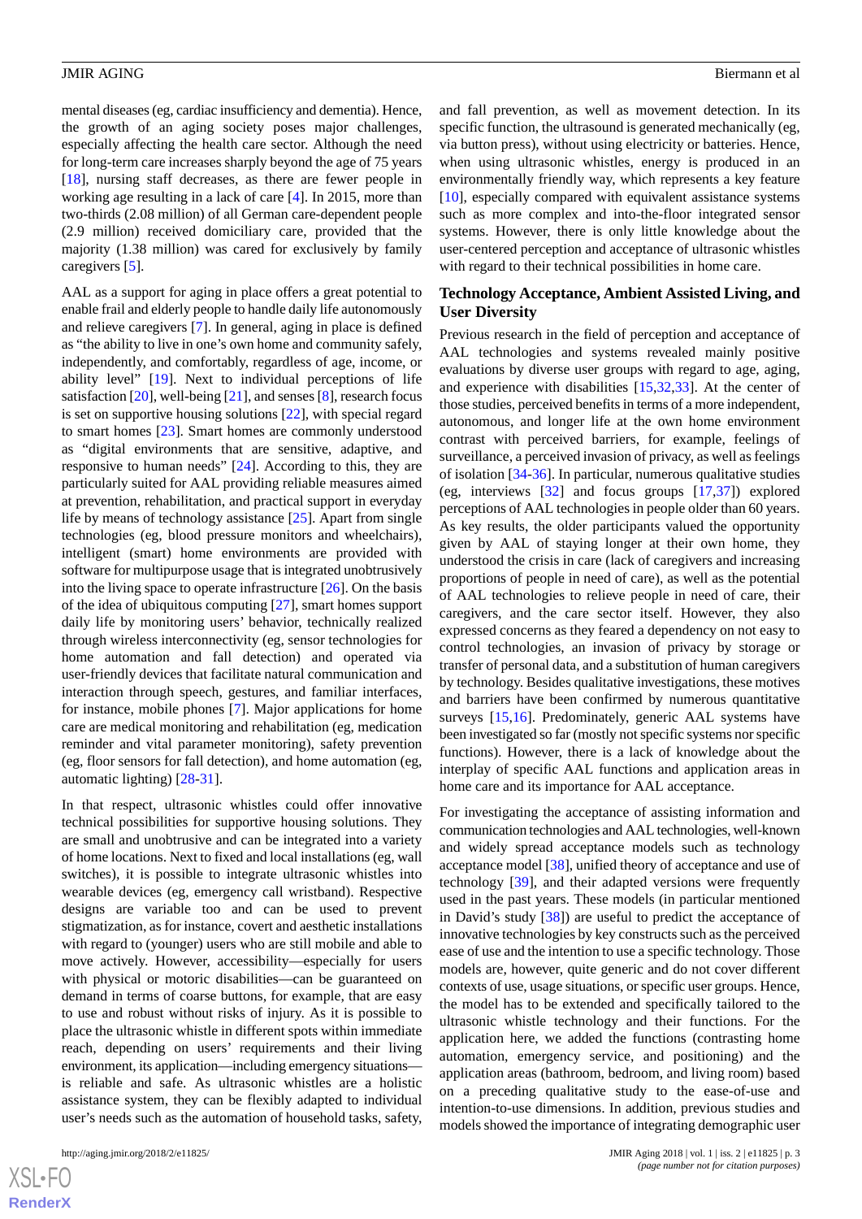mental diseases (eg, cardiac insufficiency and dementia). Hence, the growth of an aging society poses major challenges, especially affecting the health care sector. Although the need for long-term care increases sharply beyond the age of 75 years [18], nursing staff decreases, as there are fewer people in working age resulting in a lack of care [4]. In 2015, more than two-thirds (2.08 million) of all German care-dependent people (2.9 million) received domiciliary care, provided that the majority (1.38 million) was cared for exclusively by family caregivers [5].

AAL as a support for aging in place offers a great potential to enable frail and elderly people to handle daily life autonomously and relieve caregivers [7]. In general, aging in place is defined as "the ability to live in one's own home and community safely, independently, and comfortably, regardless of age, income, or ability level" [19]. Next to individual perceptions of life satisfaction [20], well-being [21], and senses [8], research focus is set on supportive housing solutions [22], with special regard to smart homes [23]. Smart homes are commonly understood as "digital environments that are sensitive, adaptive, and responsive to human needs" [24]. According to this, they are particularly suited for AAL providing reliable measures aimed at prevention, rehabilitation, and practical support in everyday life by means of technology assistance [25]. Apart from single technologies (eg, blood pressure monitors and wheelchairs), intelligent (smart) home environments are provided with software for multipurpose usage that is integrated unobtrusively into the living space to operate infrastructure [26]. On the basis of the idea of ubiquitous computing [27], smart homes support daily life by monitoring users' behavior, technically realized through wireless interconnectivity (eg, sensor technologies for home automation and fall detection) and operated via user-friendly devices that facilitate natural communication and interaction through speech, gestures, and familiar interfaces, for instance, mobile phones [7]. Major applications for home care are medical monitoring and rehabilitation (eg, medication reminder and vital parameter monitoring), safety prevention (eg, floor sensors for fall detection), and home automation (eg, automatic lighting) [28-31].

In that respect, ultrasonic whistles could offer innovative technical possibilities for supportive housing solutions. They are small and unobtrusive and can be integrated into a variety of home locations. Next to fixed and local installations (eg, wall switches), it is possible to integrate ultrasonic whistles into wearable devices (eg, emergency call wristband). Respective designs are variable too and can be used to prevent stigmatization, as for instance, covert and aesthetic installations with regard to (younger) users who are still mobile and able to move actively. However, accessibility—especially for users with physical or motoric disabilities—can be guaranteed on demand in terms of coarse buttons, for example, that are easy to use and robust without risks of injury. As it is possible to place the ultrasonic whistle in different spots within immediate reach, depending on users' requirements and their living environment, its application—including emergency situations—is reliable and safe. As ultrasonic whistles are a holistic assistance system, they can be flexibly adapted to individual user's needs such as the automation of household tasks, safety, and fall prevention, as well as movement detection. In its specific function, the ultrasound is generated mechanically (eg, via button press), without using electricity or batteries. Hence, when using ultrasonic whistles, energy is produced in an environmentally friendly way, which represents a key feature [10], especially compared with equivalent assistance systems such as more complex and into-the-floor integrated sensor systems. However, there is only little knowledge about the user-centered perception and acceptance of ultrasonic whistles with regard to their technical possibilities in home care.

### Technology Acceptance, Ambient Assisted Living, and User Diversity

Previous research in the field of perception and acceptance of AAL technologies and systems revealed mainly positive evaluations by diverse user groups with regard to age, aging, and experience with disabilities [15,32,33]. At the center of those studies, perceived benefits in terms of a more independent, autonomous, and longer life at the own home environment contrast with perceived barriers, for example, feelings of surveillance, a perceived invasion of privacy, as well as feelings of isolation [34-36]. In particular, numerous qualitative studies (eg, interviews [32] and focus groups [17,37]) explored perceptions of AAL technologies in people older than 60 years. As key results, the older participants valued the opportunity given by AAL of staying longer at their own home, they understood the crisis in care (lack of caregivers and increasing proportions of people in need of care), as well as the potential of AAL technologies to relieve people in need of care, their caregivers, and the care sector itself. However, they also expressed concerns as they feared a dependency on not easy to control technologies, an invasion of privacy by storage or transfer of personal data, and a substitution of human caregivers by technology. Besides qualitative investigations, these motives and barriers have been confirmed by numerous quantitative surveys [15,16]. Predominately, generic AAL systems have been investigated so far (mostly not specific systems nor specific functions). However, there is a lack of knowledge about the interplay of specific AAL functions and application areas in home care and its importance for AAL acceptance.

For investigating the acceptance of assisting information and communication technologies and AAL technologies, well-known and widely spread acceptance models such as technology acceptance model [38], unified theory of acceptance and use of technology [39], and their adapted versions were frequently used in the past years. These models (in particular mentioned in David's study [38]) are useful to predict the acceptance of innovative technologies by key constructs such as the perceived ease of use and the intention to use a specific technology. Those models are, however, quite generic and do not cover different contexts of use, usage situations, or specific user groups. Hence, the model has to be extended and specifically tailored to the ultrasonic whistle technology and their functions. For the application here, we added the functions (contrasting home automation, emergency service, and positioning) and the application areas (bathroom, bedroom, and living room) based on a preceding qualitative study to the ease-of-use and intention-to-use dimensions. In addition, previous studies and models showed the importance of integrating demographic user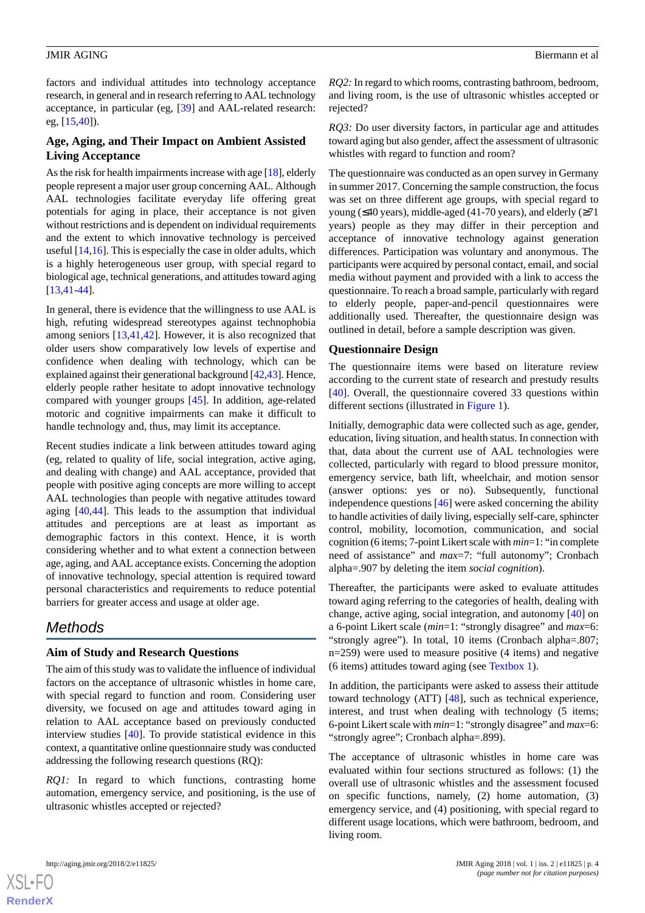factors and individual attitudes into technology acceptance research, in general and in research referring to AAL technology acceptance, in particular (eg, [39] and AAL-related research: eg, [15,40]).

### Age, Aging, and Their Impact on Ambient Assisted Living Acceptance

As the risk for health impairments increase with age [18], elderly people represent a major user group concerning AAL. Although AAL technologies facilitate everyday life offering great potentials for aging in place, their acceptance is not given without restrictions and is dependent on individual requirements and the extent to which innovative technology is perceived useful [14,16]. This is especially the case in older adults, which is a highly heterogeneous user group, with special regard to biological age, technical generations, and attitudes toward aging [13,41-44].

In general, there is evidence that the willingness to use AAL is high, refuting widespread stereotypes against technophobia among seniors [13,41,42]. However, it is also recognized that older users show comparatively low levels of expertise and confidence when dealing with technology, which can be explained against their generational background [42,43]. Hence, elderly people rather hesitate to adopt innovative technology compared with younger groups [45]. In addition, age-related motoric and cognitive impairments can make it difficult to handle technology and, thus, may limit its acceptance.

Recent studies indicate a link between attitudes toward aging (eg, related to quality of life, social integration, active aging, and dealing with change) and AAL acceptance, provided that people with positive aging concepts are more willing to accept AAL technologies than people with negative attitudes toward aging [40,44]. This leads to the assumption that individual attitudes and perceptions are at least as important as demographic factors in this context. Hence, it is worth considering whether and to what extent a connection between age, aging, and AAL acceptance exists. Concerning the adoption of innovative technology, special attention is required toward personal characteristics and requirements to reduce potential barriers for greater access and usage at older age.

## Methods

### Aim of Study and Research Questions

The aim of this study was to validate the influence of individual factors on the acceptance of ultrasonic whistles in home care, with special regard to function and room. Considering user diversity, we focused on age and attitudes toward aging in relation to AAL acceptance based on previously conducted interview studies [40]. To provide statistical evidence in this context, a quantitative online questionnaire study was conducted addressing the following research questions (RQ):

*RQ1:* In regard to which functions, contrasting home automation, emergency service, and positioning, is the use of ultrasonic whistles accepted or rejected?

*RQ2:* In regard to which rooms, contrasting bathroom, bedroom, and living room, is the use of ultrasonic whistles accepted or rejected?

*RQ3:* Do user diversity factors, in particular age and attitudes toward aging but also gender, affect the assessment of ultrasonic whistles with regard to function and room?

The questionnaire was conducted as an open survey in Germany in summer 2017. Concerning the sample construction, the focus was set on three different age groups, with special regard to young (≤40 years), middle-aged (41-70 years), and elderly (≥71 years) people as they may differ in their perception and acceptance of innovative technology against generation differences. Participation was voluntary and anonymous. The participants were acquired by personal contact, email, and social media without payment and provided with a link to access the questionnaire. To reach a broad sample, particularly with regard to elderly people, paper-and-pencil questionnaires were additionally used. Thereafter, the questionnaire design was outlined in detail, before a sample description was given.

### Questionnaire Design

The questionnaire items were based on literature review according to the current state of research and prestudy results [40]. Overall, the questionnaire covered 33 questions within different sections (illustrated in Figure 1).

Initially, demographic data were collected such as age, gender, education, living situation, and health status. In connection with that, data about the current use of AAL technologies were collected, particularly with regard to blood pressure monitor, emergency service, bath lift, wheelchair, and motion sensor (answer options: yes or no). Subsequently, functional independence questions [46] were asked concerning the ability to handle activities of daily living, especially self-care, sphincter control, mobility, locomotion, communication, and social cognition (6 items; 7-point Likert scale with *min*=1: "in complete need of assistance" and *max*=7: "full autonomy"; Cronbach alpha=.907 by deleting the item *social cognition*).

Thereafter, the participants were asked to evaluate attitudes toward aging referring to the categories of health, dealing with change, active aging, social integration, and autonomy [40] on a 6-point Likert scale (*min*=1: "strongly disagree" and *max*=6: "strongly agree"). In total, 10 items (Cronbach alpha=.807; n=259) were used to measure positive (4 items) and negative (6 items) attitudes toward aging (see Textbox 1).

In addition, the participants were asked to assess their attitude toward technology (ATT) [48], such as technical experience, interest, and trust when dealing with technology (5 items; 6-point Likert scale with *min*=1: "strongly disagree" and *max*=6: "strongly agree"; Cronbach alpha=.899).

The acceptance of ultrasonic whistles in home care was evaluated within four sections structured as follows: (1) the overall use of ultrasonic whistles and the assessment focused on specific functions, namely, (2) home automation, (3) emergency service, and (4) positioning, with special regard to different usage locations, which were bathroom, bedroom, and living room.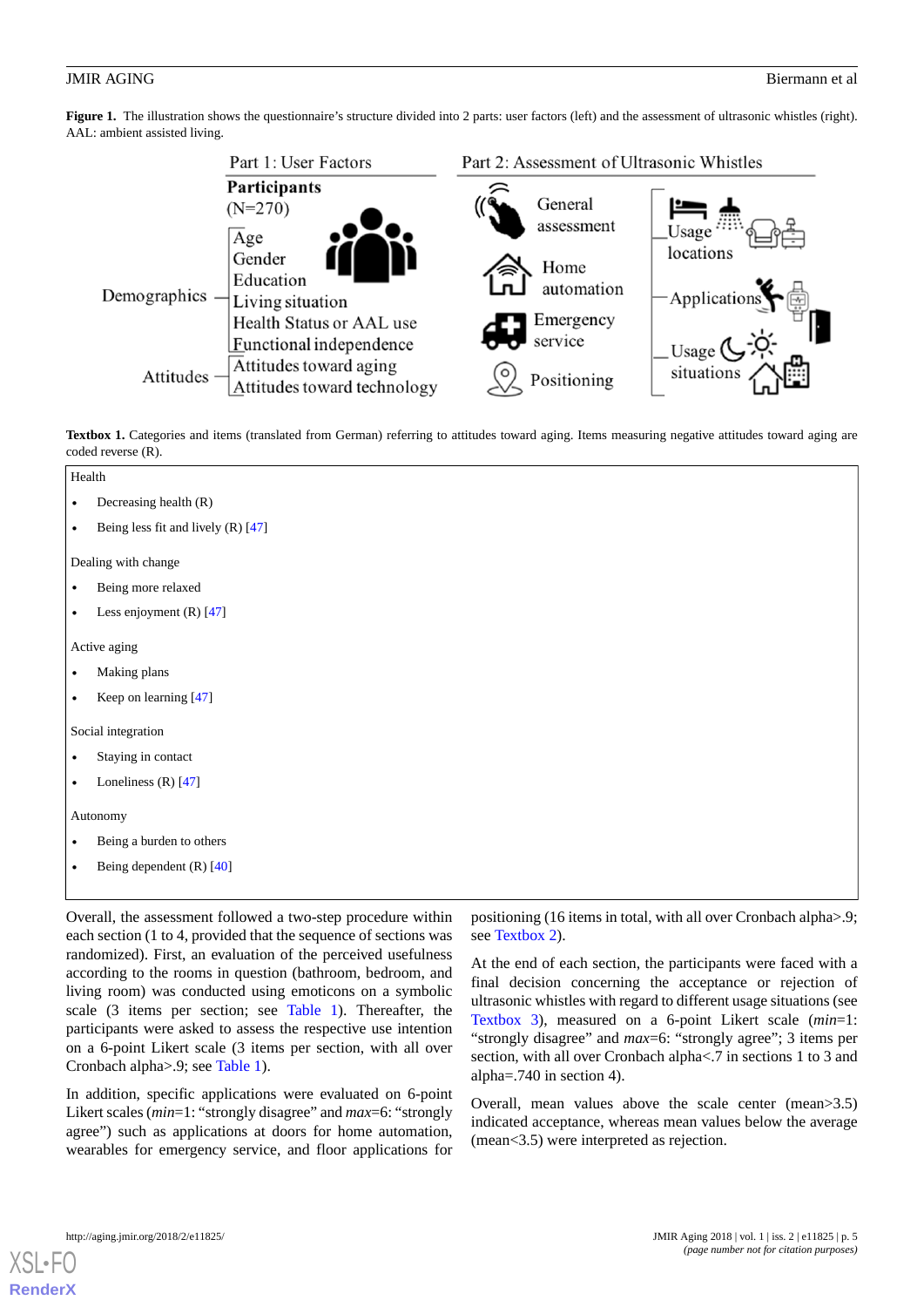**Figure 1.** The illustration shows the questionnaire's structure divided into 2 parts: user factors (left) and the assessment of ultrasonic whistles (right). AAL: ambient assisted living.

Part 1: User Factors

Participants (N=270)

Demographics

Age
Gender
Education
Living situation
Health Status or AAL use
Functional independence

Attitudes

Attitudes toward aging
Attitudes toward technology

Part 2: Assessment of Ultrasonic Whistles

General assessment
Home automation
Emergency service
Positioning

Usage locations
Applications
Usage situations

**Textbox 1.** Categories and items (translated from German) referring to attitudes toward aging. Items measuring negative attitudes toward aging are coded reverse (R).

Health

- Decreasing health (R)
- Being less fit and lively (R) [47]

Dealing with change

- Being more relaxed
- Less enjoyment (R) [47]

Active aging

- Making plans
- Keep on learning [47]

Social integration

- Staying in contact
- Loneliness (R) [47]

Autonomy

- Being a burden to others
- Being dependent (R) [40]

Overall, the assessment followed a two-step procedure within each section (1 to 4, provided that the sequence of sections was randomized). First, an evaluation of the perceived usefulness according to the rooms in question (bathroom, bedroom, and living room) was conducted using emoticons on a symbolic scale (3 items per section; see Table 1). Thereafter, the participants were asked to assess the respective use intention on a 6-point Likert scale (3 items per section, with all over Cronbach alpha>.9; see Table 1).

In addition, specific applications were evaluated on 6-point Likert scales (*min*=1: "strongly disagree" and *max*=6: "strongly agree") such as applications at doors for home automation, wearables for emergency service, and floor applications for positioning (16 items in total, with all over Cronbach alpha>.9; see Textbox 2).

At the end of each section, the participants were faced with a final decision concerning the acceptance or rejection of ultrasonic whistles with regard to different usage situations (see Textbox 3), measured on a 6-point Likert scale (*min*=1: "strongly disagree" and *max*=6: "strongly agree"; 3 items per section, with all over Cronbach alpha<.7 in sections 1 to 3 and alpha=.740 in section 4).

Overall, mean values above the scale center (mean>3.5) indicated acceptance, whereas mean values below the average (mean<3.5) were interpreted as rejection.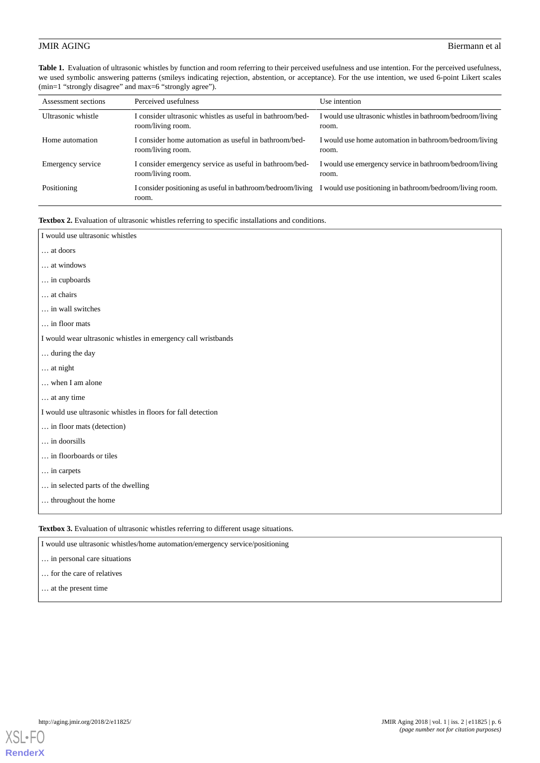**Table 1.** Evaluation of ultrasonic whistles by function and room referring to their perceived usefulness and use intention. For the perceived usefulness, we used symbolic answering patterns (smileys indicating rejection, abstention, or acceptance). For the use intention, we used 6-point Likert scales (min=1 "strongly disagree" and max=6 "strongly agree").

| Assessment sections | Perceived usefulness | Use intention |
|---|---|---|
| Ultrasonic whistle | I consider ultrasonic whistles as useful in bathroom/bedroom/living room. | I would use ultrasonic whistles in bathroom/bedroom/living room. |
| Home automation | I consider home automation as useful in bathroom/bedroom/living room. | I would use home automation in bathroom/bedroom/living room. |
| Emergency service | I consider emergency service as useful in bathroom/bedroom/living room. | I would use emergency service in bathroom/bedroom/living room. |
| Positioning | I consider positioning as useful in bathroom/bedroom/living room. | I would use positioning in bathroom/bedroom/living room. |

**Textbox 2.** Evaluation of ultrasonic whistles referring to specific installations and conditions.

I would use ultrasonic whistles

… at doors

… at windows

… in cupboards

… at chairs

… in wall switches

… in floor mats

I would wear ultrasonic whistles in emergency call wristbands

… during the day

… at night

… when I am alone

… at any time

I would use ultrasonic whistles in floors for fall detection

… in floor mats (detection)

… in doorsills

… in floorboards or tiles

… in carpets

… in selected parts of the dwelling

… throughout the home

**Textbox 3.** Evaluation of ultrasonic whistles referring to different usage situations.

I would use ultrasonic whistles/home automation/emergency service/positioning

… in personal care situations

… for the care of relatives

… at the present time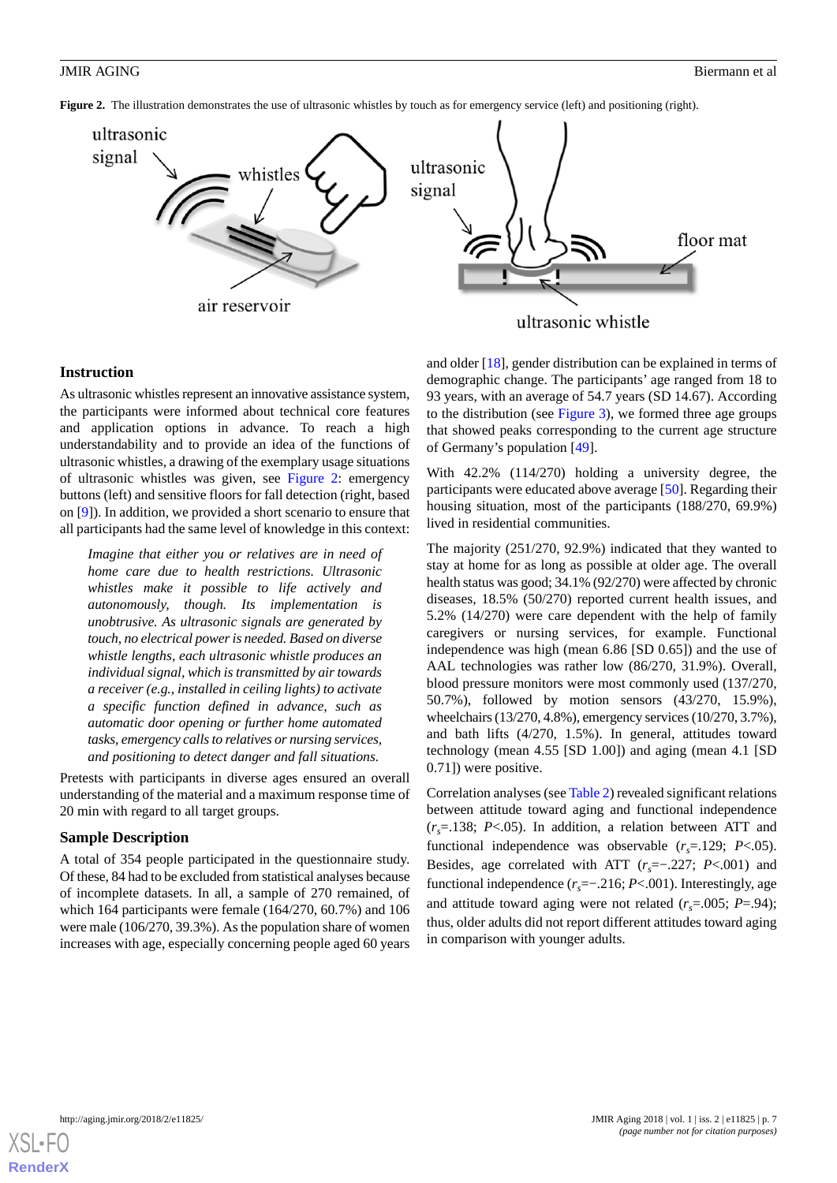**Figure 2.** The illustration demonstrates the use of ultrasonic whistles by touch as for emergency service (left) and positioning (right).

ultrasonic signal

whistles

air reservoir

ultrasonic signal

floor mat

ultrasonic whistle

## Instruction

As ultrasonic whistles represent an innovative assistance system, the participants were informed about technical core features and application options in advance. To reach a high understandability and to provide an idea of the functions of ultrasonic whistles, a drawing of the exemplary usage situations of ultrasonic whistles was given, see Figure 2: emergency buttons (left) and sensitive floors for fall detection (right, based on [9]). In addition, we provided a short scenario to ensure that all participants had the same level of knowledge in this context:

> *Imagine that either you or relatives are in need of home care due to health restrictions. Ultrasonic whistles make it possible to life actively and autonomously, though. Its implementation is unobtrusive. As ultrasonic signals are generated by touch, no electrical power is needed. Based on diverse whistle lengths, each ultrasonic whistle produces an individual signal, which is transmitted by air towards a receiver (e.g., installed in ceiling lights) to activate a specific function defined in advance, such as automatic door opening or further home automated tasks, emergency calls to relatives or nursing services, and positioning to detect danger and fall situations.*

Pretests with participants in diverse ages ensured an overall understanding of the material and a maximum response time of 20 min with regard to all target groups.

## Sample Description

A total of 354 people participated in the questionnaire study. Of these, 84 had to be excluded from statistical analyses because of incomplete datasets. In all, a sample of 270 remained, of which 164 participants were female (164/270, 60.7%) and 106 were male (106/270, 39.3%). As the population share of women increases with age, especially concerning people aged 60 years and older [18], gender distribution can be explained in terms of demographic change. The participants' age ranged from 18 to 93 years, with an average of 54.7 years (SD 14.67). According to the distribution (see Figure 3), we formed three age groups that showed peaks corresponding to the current age structure of Germany's population [49].

With 42.2% (114/270) holding a university degree, the participants were educated above average [50]. Regarding their housing situation, most of the participants (188/270, 69.9%) lived in residential communities.

The majority (251/270, 92.9%) indicated that they wanted to stay at home for as long as possible at older age. The overall health status was good; 34.1% (92/270) were affected by chronic diseases, 18.5% (50/270) reported current health issues, and 5.2% (14/270) were care dependent with the help of family caregivers or nursing services, for example. Functional independence was high (mean 6.86 [SD 0.65]) and the use of AAL technologies was rather low (86/270, 31.9%). Overall, blood pressure monitors were most commonly used (137/270, 50.7%), followed by motion sensors (43/270, 15.9%), wheelchairs (13/270, 4.8%), emergency services (10/270, 3.7%), and bath lifts (4/270, 1.5%). In general, attitudes toward technology (mean 4.55 [SD 1.00]) and aging (mean 4.1 [SD 0.71]) were positive.

Correlation analyses (see Table 2) revealed significant relations between attitude toward aging and functional independence ($r_s$=.138; $P$<.05). In addition, a relation between ATT and functional independence was observable ($r_s$=.129; $P$<.05). Besides, age correlated with ATT ($r_s$=−.227; $P$<.001) and functional independence ($r_s$=−.216; $P$<.001). Interestingly, age and attitude toward aging were not related ($r_s$=.005; $P$=.94); thus, older adults did not report different attitudes toward aging in comparison with younger adults.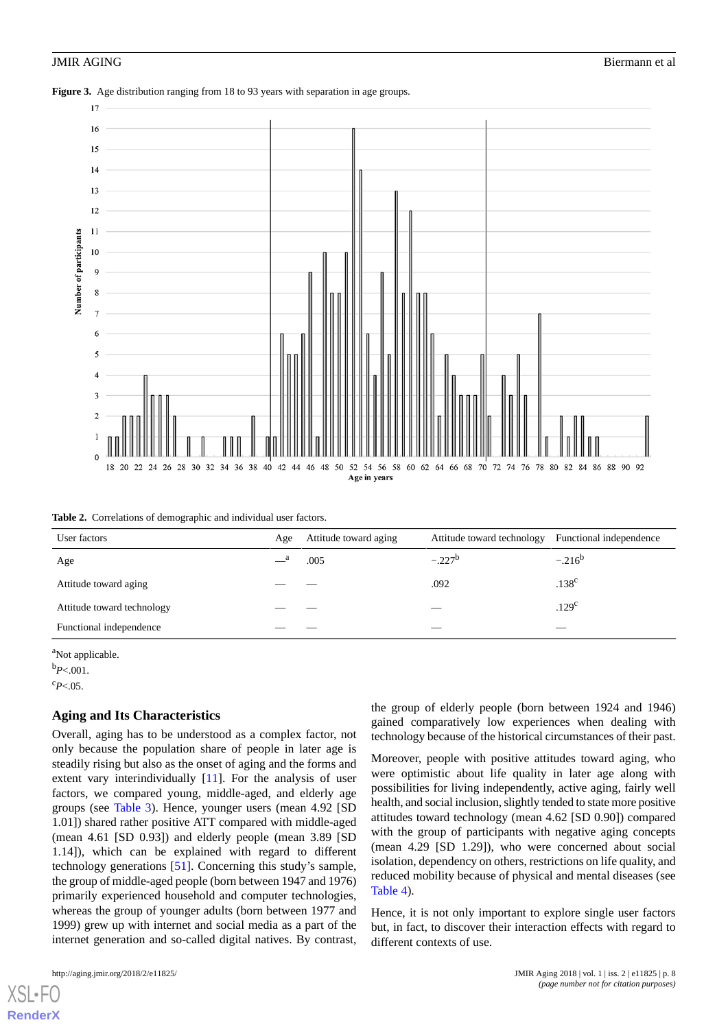**Figure 3.** Age distribution ranging from 18 to 93 years with separation in age groups.

Number of participants

0 1 2 3 4 5 6 7 8 9 10 11 12 13 14 15 16 17

18 20 22 24 26 28 30 32 34 36 38 40 42 44 46 48 50 52 54 56 58 60 62 64 66 68 70 72 74 76 78 80 82 84 86 88 90 92

Age in years

**Table 2.** Correlations of demographic and individual user factors.

| User factors | Age | Attitude toward aging | Attitude toward technology | Functional independence |
|---|---|---|---|---|
| Age | —[a] | .005 | −.227[b] | −.216[b] |
| Attitude toward aging | — | — | .092 | .138[c] |
| Attitude toward technology | — | — | — | .129[c] |
| Functional independence | — | — | — | — |

[a]Not applicable.

[b]$P<.001$.

[c]$P<.05$.

## Aging and Its Characteristics

Overall, aging has to be understood as a complex factor, not only because the population share of people in later age is steadily rising but also as the onset of aging and the forms and extent vary interindividually [11]. For the analysis of user factors, we compared young, middle-aged, and elderly age groups (see Table 3). Hence, younger users (mean 4.92 [SD 1.01]) shared rather positive ATT compared with middle-aged (mean 4.61 [SD 0.93]) and elderly people (mean 3.89 [SD 1.14]), which can be explained with regard to different technology generations [51]. Concerning this study's sample, the group of middle-aged people (born between 1947 and 1976) primarily experienced household and computer technologies, whereas the group of younger adults (born between 1977 and 1999) grew up with internet and social media as a part of the internet generation and so-called digital natives. By contrast, the group of elderly people (born between 1924 and 1946) gained comparatively low experiences when dealing with technology because of the historical circumstances of their past.

Moreover, people with positive attitudes toward aging, who were optimistic about life quality in later age along with possibilities for living independently, active aging, fairly well health, and social inclusion, slightly tended to state more positive attitudes toward technology (mean 4.62 [SD 0.90]) compared with the group of participants with negative aging concepts (mean 4.29 [SD 1.29]), who were concerned about social isolation, dependency on others, restrictions on life quality, and reduced mobility because of physical and mental diseases (see Table 4).

Hence, it is not only important to explore single user factors but, in fact, to discover their interaction effects with regard to different contexts of use.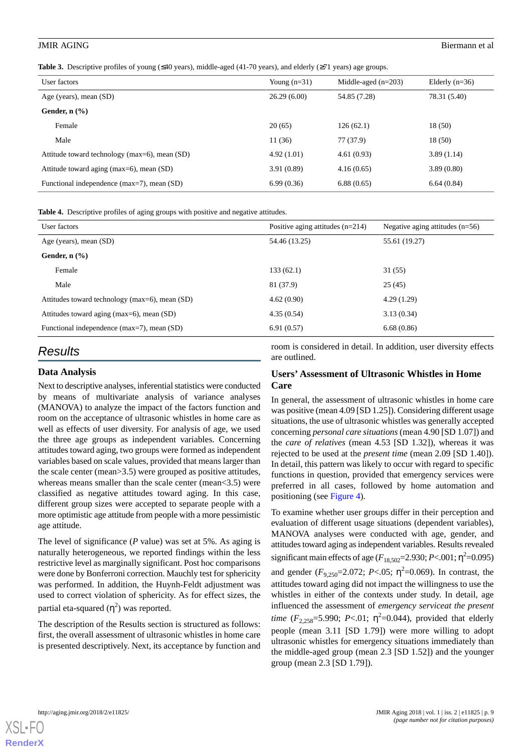**Table 3.** Descriptive profiles of young (≤40 years), middle-aged (41-70 years), and elderly (≥71 years) age groups.

| User factors | Young (n=31) | Middle-aged (n=203) | Elderly (n=36) |
|---|---|---|---|
| Age (years), mean (SD) | 26.29 (6.00) | 54.85 (7.28) | 78.31 (5.40) |
| **Gender, n (%)** | | | |
| Female | 20 (65) | 126 (62.1) | 18 (50) |
| Male | 11 (36) | 77 (37.9) | 18 (50) |
| Attitude toward technology (max=6), mean (SD) | 4.92 (1.01) | 4.61 (0.93) | 3.89 (1.14) |
| Attitude toward aging (max=6), mean (SD) | 3.91 (0.89) | 4.16 (0.65) | 3.89 (0.80) |
| Functional independence (max=7), mean (SD) | 6.99 (0.36) | 6.88 (0.65) | 6.64 (0.84) |

**Table 4.** Descriptive profiles of aging groups with positive and negative attitudes.

| User factors | Positive aging attitudes (n=214) | Negative aging attitudes (n=56) |
|---|---|---|
| Age (years), mean (SD) | 54.46 (13.25) | 55.61 (19.27) |
| **Gender, n (%)** | | |
| Female | 133 (62.1) | 31 (55) |
| Male | 81 (37.9) | 25 (45) |
| Attitudes toward technology (max=6), mean (SD) | 4.62 (0.90) | 4.29 (1.29) |
| Attitudes toward aging (max=6), mean (SD) | 4.35 (0.54) | 3.13 (0.34) |
| Functional independence (max=7), mean (SD) | 6.91 (0.57) | 6.68 (0.86) |

## Results

### Data Analysis

Next to descriptive analyses, inferential statistics were conducted by means of multivariate analysis of variance analyses (MANOVA) to analyze the impact of the factors function and room on the acceptance of ultrasonic whistles in home care as well as effects of user diversity. For analysis of age, we used the three age groups as independent variables. Concerning attitudes toward aging, two groups were formed as independent variables based on scale values, provided that means larger than the scale center (mean>3.5) were grouped as positive attitudes, whereas means smaller than the scale center (mean<3.5) were classified as negative attitudes toward aging. In this case, different group sizes were accepted to separate people with a more optimistic age attitude from people with a more pessimistic age attitude.

The level of significance (*P* value) was set at 5%. As aging is naturally heterogeneous, we reported findings within the less restrictive level as marginally significant. Post hoc comparisons were done by Bonferroni correction. Mauchly test for sphericity was performed. In addition, the Huynh-Feldt adjustment was used to correct violation of sphericity. As for effect sizes, the partial eta-squared ($\eta^2$) was reported.

The description of the Results section is structured as follows: first, the overall assessment of ultrasonic whistles in home care is presented descriptively. Next, its acceptance by function and room is considered in detail. In addition, user diversity effects are outlined.

### Users' Assessment of Ultrasonic Whistles in Home Care

In general, the assessment of ultrasonic whistles in home care was positive (mean 4.09 [SD 1.25]). Considering different usage situations, the use of ultrasonic whistles was generally accepted concerning *personal care situations* (mean 4.90 [SD 1.07]) and the *care of relatives* (mean 4.53 [SD 1.32]), whereas it was rejected to be used at the *present time* (mean 2.09 [SD 1.40]). In detail, this pattern was likely to occur with regard to specific functions in question, provided that emergency services were preferred in all cases, followed by home automation and positioning (see Figure 4).

To examine whether user groups differ in their perception and evaluation of different usage situations (dependent variables), MANOVA analyses were conducted with age, gender, and attitudes toward aging as independent variables. Results revealed significant main effects of age ($F_{18,502}$=2.930; $P$<.001; $\eta^2$=0.095) and gender ($F_{9,250}$=2.072; $P$<.05; $\eta^2$=0.069). In contrast, the attitudes toward aging did not impact the willingness to use the whistles in either of the contexts under study. In detail, age influenced the assessment of *emergency serviceat the present time* ($F_{2,258}$=5.990; $P$<.01; $\eta^2$=0.044), provided that elderly people (mean 3.11 [SD 1.79]) were more willing to adopt ultrasonic whistles for emergency situations immediately than the middle-aged group (mean 2.3 [SD 1.52]) and the younger group (mean 2.3 [SD 1.79]).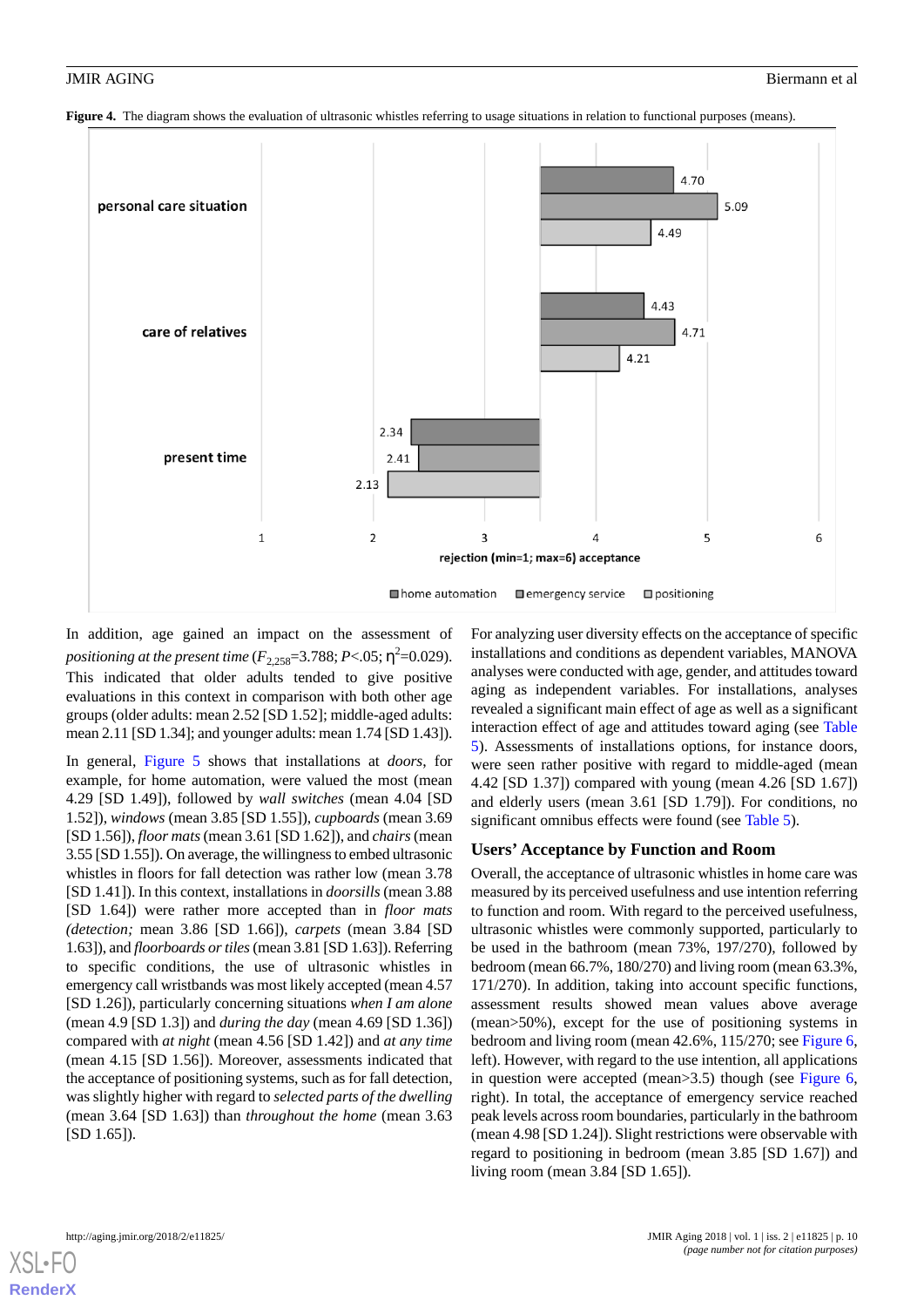**Figure 4.** The diagram shows the evaluation of ultrasonic whistles referring to usage situations in relation to functional purposes (means).

personal care situation
4.70
5.09
4.49

care of relatives
4.43
4.71
4.21

present time
2.34
2.41
2.13

1 2 3 4 5 6

rejection (min=1; max=6) acceptance

home automation emergency service positioning

In addition, age gained an impact on the assessment of *positioning at the present time* ($F_{2,258}$=3.788; $P$<.05; $\eta^2$=0.029). This indicated that older adults tended to give positive evaluations in this context in comparison with both other age groups (older adults: mean 2.52 [SD 1.52]; middle-aged adults: mean 2.11 [SD 1.34]; and younger adults: mean 1.74 [SD 1.43]).

In general, Figure 5 shows that installations at *doors*, for example, for home automation, were valued the most (mean 4.29 [SD 1.49]), followed by *wall switches* (mean 4.04 [SD 1.52]), *windows* (mean 3.85 [SD 1.55]), *cupboards* (mean 3.69 [SD 1.56]), *floor mats* (mean 3.61 [SD 1.62]), and *chairs* (mean 3.55 [SD 1.55]). On average, the willingness to embed ultrasonic whistles in floors for fall detection was rather low (mean 3.78 [SD 1.41]). In this context, installations in *doorsills* (mean 3.88 [SD 1.64]) were rather more accepted than in *floor mats (detection;* mean 3.86 [SD 1.66]), *carpets* (mean 3.84 [SD 1.63]), and *floorboards or tiles* (mean 3.81 [SD 1.63]). Referring to specific conditions, the use of ultrasonic whistles in emergency call wristbands was most likely accepted (mean 4.57 [SD 1.26]), particularly concerning situations *when I am alone* (mean 4.9 [SD 1.3]) and *during the day* (mean 4.69 [SD 1.36]) compared with *at night* (mean 4.56 [SD 1.42]) and *at any time* (mean 4.15 [SD 1.56]). Moreover, assessments indicated that the acceptance of positioning systems, such as for fall detection, was slightly higher with regard to *selected parts of the dwelling* (mean 3.64 [SD 1.63]) than *throughout the home* (mean 3.63 [SD 1.65]).

For analyzing user diversity effects on the acceptance of specific installations and conditions as dependent variables, MANOVA analyses were conducted with age, gender, and attitudes toward aging as independent variables. For installations, analyses revealed a significant main effect of age as well as a significant interaction effect of age and attitudes toward aging (see Table 5). Assessments of installations options, for instance doors, were seen rather positive with regard to middle-aged (mean 4.42 [SD 1.37]) compared with young (mean 4.26 [SD 1.67]) and elderly users (mean 3.61 [SD 1.79]). For conditions, no significant omnibus effects were found (see Table 5).

## Users' Acceptance by Function and Room

Overall, the acceptance of ultrasonic whistles in home care was measured by its perceived usefulness and use intention referring to function and room. With regard to the perceived usefulness, ultrasonic whistles were commonly supported, particularly to be used in the bathroom (mean 73%, 197/270), followed by bedroom (mean 66.7%, 180/270) and living room (mean 63.3%, 171/270). In addition, taking into account specific functions, assessment results showed mean values above average (mean>50%), except for the use of positioning systems in bedroom and living room (mean 42.6%, 115/270; see Figure 6, left). However, with regard to the use intention, all applications in question were accepted (mean>3.5) though (see Figure 6, right). In total, the acceptance of emergency service reached peak levels across room boundaries, particularly in the bathroom (mean 4.98 [SD 1.24]). Slight restrictions were observable with regard to positioning in bedroom (mean 3.85 [SD 1.67]) and living room (mean 3.84 [SD 1.65]).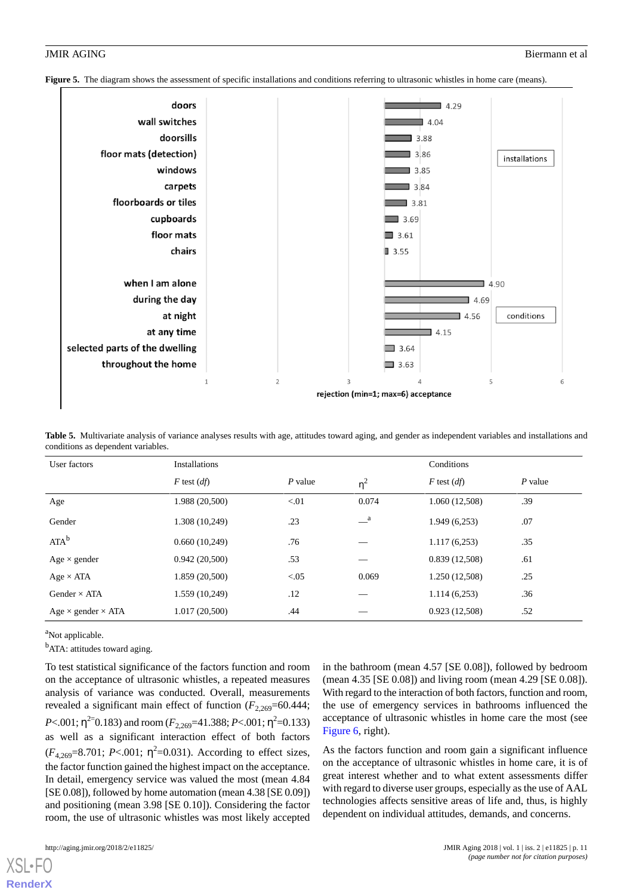**Figure 5.** The diagram shows the assessment of specific installations and conditions referring to ultrasonic whistles in home care (means).

installations

doors 4.29
wall switches 4.04
doorsills 3.88
floor mats (detection) 3.86
windows 3.85
carpets 3.84
floorboards or tiles 3.81
cupboards 3.69
floor mats 3.61
chairs 3.55

conditions

when I am alone 4.90
during the day 4.69
at night 4.56
at any time 4.15
selected parts of the dwelling 3.64
throughout the home 3.63

1 2 3 4 5 6

rejection (min=1; max=6) acceptance

**Table 5.** Multivariate analysis of variance analyses results with age, attitudes toward aging, and gender as independent variables and installations and conditions as dependent variables.

| User factors | Installations | | | Conditions | |
|---|---|---|---|---|---|
| | *F* test (*df*) | *P* value | $\eta^2$ | *F* test (*df*) | *P* value |
| Age | 1.988 (20,500) | <.01 | 0.074 | 1.060 (12,508) | .39 |
| Gender | 1.308 (10,249) | .23 | —[a] | 1.949 (6,253) | .07 |
| ATA[b] | 0.660 (10,249) | .76 | — | 1.117 (6,253) | .35 |
| Age × gender | 0.942 (20,500) | .53 | — | 0.839 (12,508) | .61 |
| Age × ATA | 1.859 (20,500) | <.05 | 0.069 | 1.250 (12,508) | .25 |
| Gender × ATA | 1.559 (10,249) | .12 | — | 1.114 (6,253) | .36 |
| Age × gender × ATA | 1.017 (20,500) | .44 | — | 0.923 (12,508) | .52 |

[a]Not applicable.

[b]ATA: attitudes toward aging.

To test statistical significance of the factors function and room on the acceptance of ultrasonic whistles, a repeated measures analysis of variance was conducted. Overall, measurements revealed a significant main effect of function ($F_{2,269}$=60.444; $P$<.001; $\eta^2$=0.183) and room ($F_{2,269}$=41.388; $P$<.001; $\eta^2$=0.133) as well as a significant interaction effect of both factors ($F_{4,269}$=8.701; $P$<.001; $\eta^2$=0.031). According to effect sizes, the factor function gained the highest impact on the acceptance. In detail, emergency service was valued the most (mean 4.84 [SE 0.08]), followed by home automation (mean 4.38 [SE 0.09]) and positioning (mean 3.98 [SE 0.10]). Considering the factor room, the use of ultrasonic whistles was most likely accepted in the bathroom (mean 4.57 [SE 0.08]), followed by bedroom (mean 4.35 [SE 0.08]) and living room (mean 4.29 [SE 0.08]). With regard to the interaction of both factors, function and room, the use of emergency services in bathrooms influenced the acceptance of ultrasonic whistles in home care the most (see Figure 6, right).

As the factors function and room gain a significant influence on the acceptance of ultrasonic whistles in home care, it is of great interest whether and to what extent assessments differ with regard to diverse user groups, especially as the use of AAL technologies affects sensitive areas of life and, thus, is highly dependent on individual attitudes, demands, and concerns.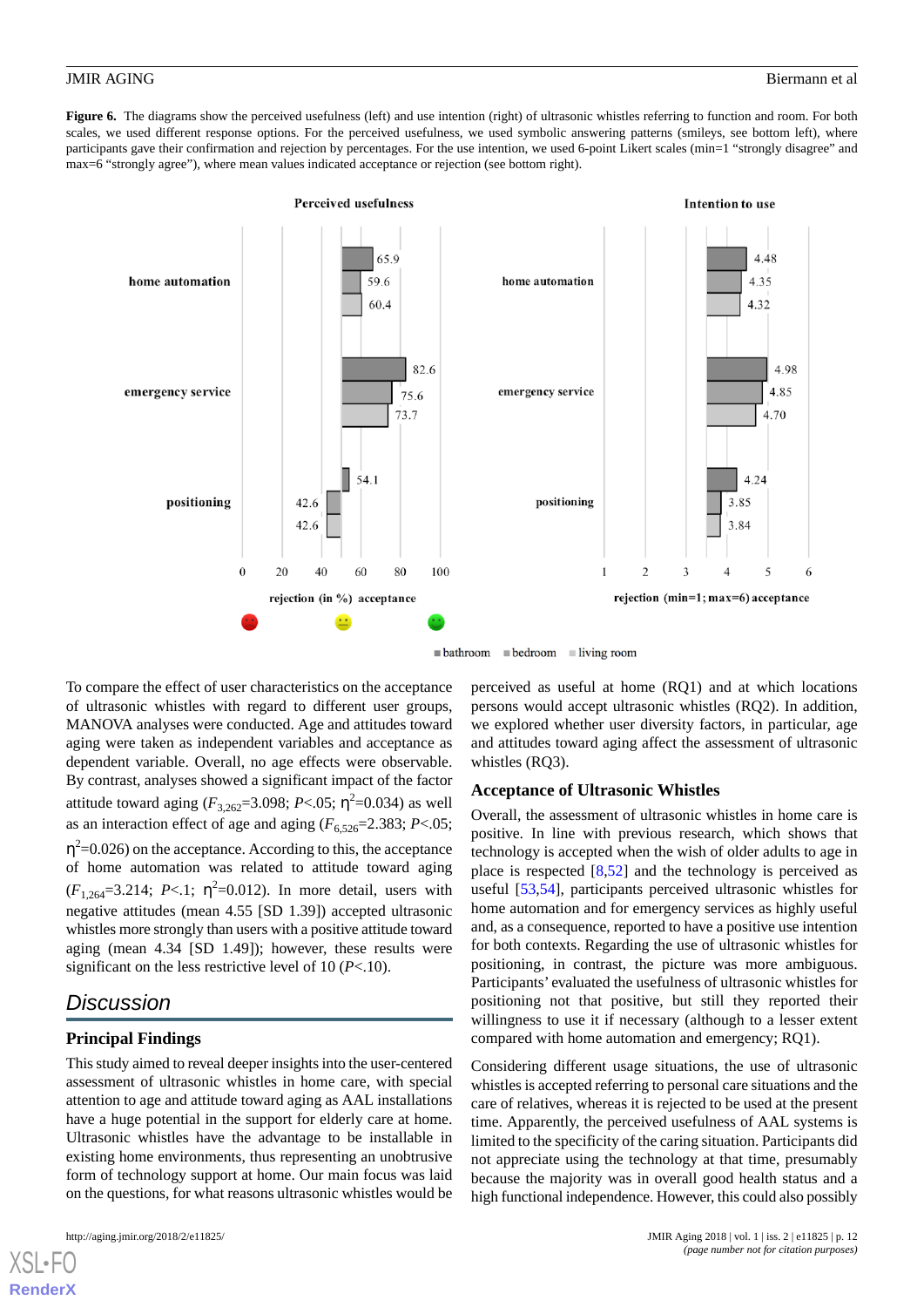**Figure 6.** The diagrams show the perceived usefulness (left) and use intention (right) of ultrasonic whistles referring to function and room. For both scales, we used different response options. For the perceived usefulness, we used symbolic answering patterns (smileys, see bottom left), where participants gave their confirmation and rejection by percentages. For the use intention, we used 6-point Likert scales (min=1 “strongly disagree” and max=6 “strongly agree”), where mean values indicated acceptance or rejection (see bottom right).

To compare the effect of user characteristics on the acceptance of ultrasonic whistles with regard to different user groups, MANOVA analyses were conducted. Age and attitudes toward aging were taken as independent variables and acceptance as dependent variable. Overall, no age effects were observable. By contrast, analyses showed a significant impact of the factor attitude toward aging ($F_{3,262}$=3.098; $P$<.05; $\eta^2$=0.034) as well as an interaction effect of age and aging ($F_{6,526}$=2.383; $P$<.05; $\eta^2$=0.026) on the acceptance. According to this, the acceptance of home automation was related to attitude toward aging ($F_{1,264}$=3.214; $P$<.1; $\eta^2$=0.012). In more detail, users with negative attitudes (mean 4.55 [SD 1.39]) accepted ultrasonic whistles more strongly than users with a positive attitude toward aging (mean 4.34 [SD 1.49]); however, these results were significant on the less restrictive level of 10 ($P$<.10).

## Discussion

### Principal Findings

This study aimed to reveal deeper insights into the user-centered assessment of ultrasonic whistles in home care, with special attention to age and attitude toward aging as AAL installations have a huge potential in the support for elderly care at home. Ultrasonic whistles have the advantage to be installable in existing home environments, thus representing an unobtrusive form of technology support at home. Our main focus was laid on the questions, for what reasons ultrasonic whistles would be perceived as useful at home (RQ1) and at which locations persons would accept ultrasonic whistles (RQ2). In addition, we explored whether user diversity factors, in particular, age and attitudes toward aging affect the assessment of ultrasonic whistles (RQ3).

### Acceptance of Ultrasonic Whistles

Overall, the assessment of ultrasonic whistles in home care is positive. In line with previous research, which shows that technology is accepted when the wish of older adults to age in place is respected [8,52] and the technology is perceived as useful [53,54], participants perceived ultrasonic whistles for home automation and for emergency services as highly useful and, as a consequence, reported to have a positive use intention for both contexts. Regarding the use of ultrasonic whistles for positioning, in contrast, the picture was more ambiguous. Participants’ evaluated the usefulness of ultrasonic whistles for positioning not that positive, but still they reported their willingness to use it if necessary (although to a lesser extent compared with home automation and emergency; RQ1).

Considering different usage situations, the use of ultrasonic whistles is accepted referring to personal care situations and the care of relatives, whereas it is rejected to be used at the present time. Apparently, the perceived usefulness of AAL systems is limited to the specificity of the caring situation. Participants did not appreciate using the technology at that time, presumably because the majority was in overall good health status and a high functional independence. However, this could also possibly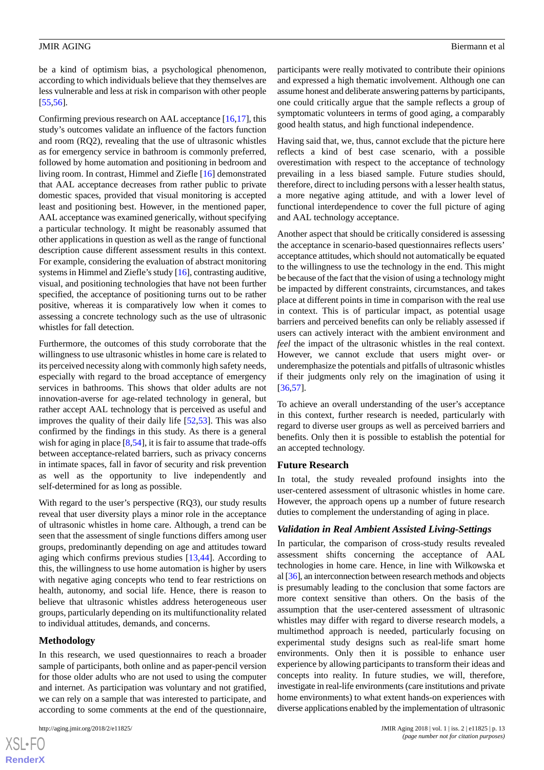be a kind of optimism bias, a psychological phenomenon, according to which individuals believe that they themselves are less vulnerable and less at risk in comparison with other people [55,56].

Confirming previous research on AAL acceptance [16,17], this study's outcomes validate an influence of the factors function and room (RQ2), revealing that the use of ultrasonic whistles as for emergency service in bathroom is commonly preferred, followed by home automation and positioning in bedroom and living room. In contrast, Himmel and Ziefle [16] demonstrated that AAL acceptance decreases from rather public to private domestic spaces, provided that visual monitoring is accepted least and positioning best. However, in the mentioned paper, AAL acceptance was examined generically, without specifying a particular technology. It might be reasonably assumed that other applications in question as well as the range of functional description cause different assessment results in this context. For example, considering the evaluation of abstract monitoring systems in Himmel and Ziefle's study [16], contrasting auditive, visual, and positioning technologies that have not been further specified, the acceptance of positioning turns out to be rather positive, whereas it is comparatively low when it comes to assessing a concrete technology such as the use of ultrasonic whistles for fall detection.

Furthermore, the outcomes of this study corroborate that the willingness to use ultrasonic whistles in home care is related to its perceived necessity along with commonly high safety needs, especially with regard to the broad acceptance of emergency services in bathrooms. This shows that older adults are not innovation-averse for age-related technology in general, but rather accept AAL technology that is perceived as useful and improves the quality of their daily life [52,53]. This was also confirmed by the findings in this study. As there is a general wish for aging in place [8,54], it is fair to assume that trade-offs between acceptance-related barriers, such as privacy concerns in intimate spaces, fall in favor of security and risk prevention as well as the opportunity to live independently and self-determined for as long as possible.

With regard to the user's perspective (RQ3), our study results reveal that user diversity plays a minor role in the acceptance of ultrasonic whistles in home care. Although, a trend can be seen that the assessment of single functions differs among user groups, predominantly depending on age and attitudes toward aging which confirms previous studies [13,44]. According to this, the willingness to use home automation is higher by users with negative aging concepts who tend to fear restrictions on health, autonomy, and social life. Hence, there is reason to believe that ultrasonic whistles address heterogeneous user groups, particularly depending on its multifunctionality related to individual attitudes, demands, and concerns.

### Methodology

In this research, we used questionnaires to reach a broader sample of participants, both online and as paper-pencil version for those older adults who are not used to using the computer and internet. As participation was voluntary and not gratified, we can rely on a sample that was interested to participate, and according to some comments at the end of the questionnaire, participants were really motivated to contribute their opinions and expressed a high thematic involvement. Although one can assume honest and deliberate answering patterns by participants, one could critically argue that the sample reflects a group of symptomatic volunteers in terms of good aging, a comparably good health status, and high functional independence.

Having said that, we, thus, cannot exclude that the picture here reflects a kind of best case scenario, with a possible overestimation with respect to the acceptance of technology prevailing in a less biased sample. Future studies should, therefore, direct to including persons with a lesser health status, a more negative aging attitude, and with a lower level of functional interdependence to cover the full picture of aging and AAL technology acceptance.

Another aspect that should be critically considered is assessing the acceptance in scenario-based questionnaires reflects users' acceptance attitudes, which should not automatically be equated to the willingness to use the technology in the end. This might be because of the fact that the vision of using a technology might be impacted by different constraints, circumstances, and takes place at different points in time in comparison with the real use in context. This is of particular impact, as potential usage barriers and perceived benefits can only be reliably assessed if users can actively interact with the ambient environment and *feel* the impact of the ultrasonic whistles in the real context. However, we cannot exclude that users might over- or underemphasize the potentials and pitfalls of ultrasonic whistles if their judgments only rely on the imagination of using it [36,57].

To achieve an overall understanding of the user's acceptance in this context, further research is needed, particularly with regard to diverse user groups as well as perceived barriers and benefits. Only then it is possible to establish the potential for an accepted technology.

### Future Research

In total, the study revealed profound insights into the user-centered assessment of ultrasonic whistles in home care. However, the approach opens up a number of future research duties to complement the understanding of aging in place.

#### *Validation in Real Ambient Assisted Living-Settings*

In particular, the comparison of cross-study results revealed assessment shifts concerning the acceptance of AAL technologies in home care. Hence, in line with Wilkowska et al [36], an interconnection between research methods and objects is presumably leading to the conclusion that some factors are more context sensitive than others. On the basis of the assumption that the user-centered assessment of ultrasonic whistles may differ with regard to diverse research models, a multimethod approach is needed, particularly focusing on experimental study designs such as real-life smart home environments. Only then it is possible to enhance user experience by allowing participants to transform their ideas and concepts into reality. In future studies, we will, therefore, investigate in real-life environments (care institutions and private home environments) to what extent hands-on experiences with diverse applications enabled by the implementation of ultrasonic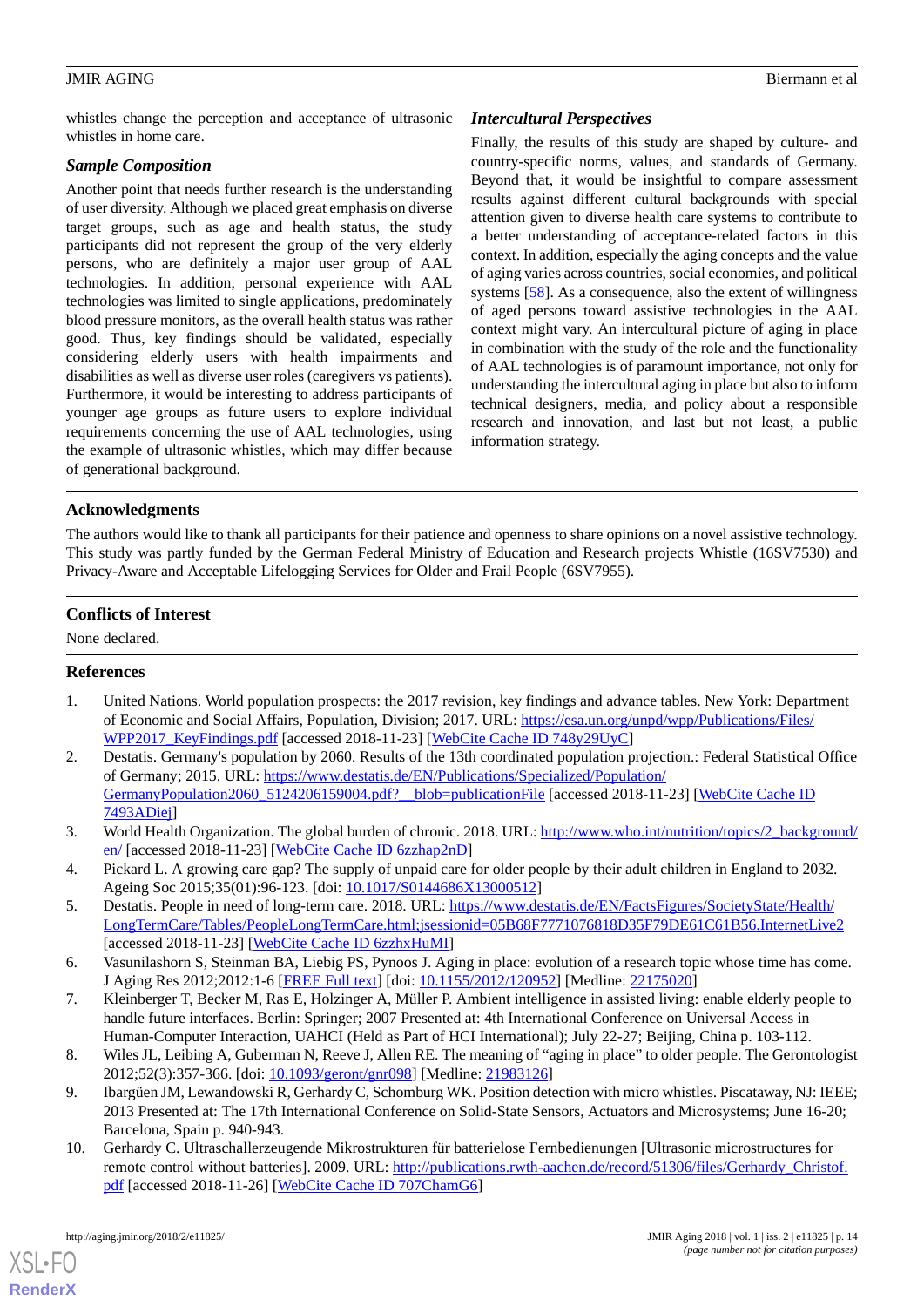whistles change the perception and acceptance of ultrasonic whistles in home care.

### Sample Composition

Another point that needs further research is the understanding of user diversity. Although we placed great emphasis on diverse target groups, such as age and health status, the study participants did not represent the group of the very elderly persons, who are definitely a major user group of AAL technologies. In addition, personal experience with AAL technologies was limited to single applications, predominately blood pressure monitors, as the overall health status was rather good. Thus, key findings should be validated, especially considering elderly users with health impairments and disabilities as well as diverse user roles (caregivers vs patients). Furthermore, it would be interesting to address participants of younger age groups as future users to explore individual requirements concerning the use of AAL technologies, using the example of ultrasonic whistles, which may differ because of generational background.

### Intercultural Perspectives

Finally, the results of this study are shaped by culture- and country-specific norms, values, and standards of Germany. Beyond that, it would be insightful to compare assessment results against different cultural backgrounds with special attention given to diverse health care systems to contribute to a better understanding of acceptance-related factors in this context. In addition, especially the aging concepts and the value of aging varies across countries, social economies, and political systems [58]. As a consequence, also the extent of willingness of aged persons toward assistive technologies in the AAL context might vary. An intercultural picture of aging in place in combination with the study of the role and the functionality of AAL technologies is of paramount importance, not only for understanding the intercultural aging in place but also to inform technical designers, media, and policy about a responsible research and innovation, and last but not least, a public information strategy.

## Acknowledgments

The authors would like to thank all participants for their patience and openness to share opinions on a novel assistive technology. This study was partly funded by the German Federal Ministry of Education and Research projects Whistle (16SV7530) and Privacy-Aware and Acceptable Lifelogging Services for Older and Frail People (6SV7955).

## Conflicts of Interest

None declared.

## References

1. United Nations. World population prospects: the 2017 revision, key findings and advance tables. New York: Department of Economic and Social Affairs, Population, Division; 2017. URL: https://esa.un.org/unpd/wpp/Publications/Files/WPP2017_KeyFindings.pdf [accessed 2018-11-23] [WebCite Cache ID 748y29UyC]
2. Destatis. Germany's population by 2060. Results of the 13th coordinated population projection.: Federal Statistical Office of Germany; 2015. URL: https://www.destatis.de/EN/Publications/Specialized/Population/GermanyPopulation2060_5124206159004.pdf?__blob=publicationFile [accessed 2018-11-23] [WebCite Cache ID 7493ADiej]
3. World Health Organization. The global burden of chronic. 2018. URL: http://www.who.int/nutrition/topics/2_background/en/ [accessed 2018-11-23] [WebCite Cache ID 6zzhap2nD]
4. Pickard L. A growing care gap? The supply of unpaid care for older people by their adult children in England to 2032. Ageing Soc 2015;35(01):96-123. [doi: 10.1017/S0144686X13000512]
5. Destatis. People in need of long-term care. 2018. URL: https://www.destatis.de/EN/FactsFigures/SocietyState/Health/LongTermCare/Tables/PeopleLongTermCare.html;jsessionid=05B68F7771076818D35F79DE61C61B56.InternetLive2 [accessed 2018-11-23] [WebCite Cache ID 6zzhxHuMI]
6. Vasunilashorn S, Steinman BA, Liebig PS, Pynoos J. Aging in place: evolution of a research topic whose time has come. J Aging Res 2012;2012:1-6 [FREE Full text] [doi: 10.1155/2012/120952] [Medline: 22175020]
7. Kleinberger T, Becker M, Ras E, Holzinger A, Müller P. Ambient intelligence in assisted living: enable elderly people to handle future interfaces. Berlin: Springer; 2007 Presented at: 4th International Conference on Universal Access in Human-Computer Interaction, UAHCI (Held as Part of HCI International); July 22-27; Beijing, China p. 103-112.
8. Wiles JL, Leibing A, Guberman N, Reeve J, Allen RE. The meaning of "aging in place" to older people. The Gerontologist 2012;52(3):357-366. [doi: 10.1093/geront/gnr098] [Medline: 21983126]
9. Ibargüen JM, Lewandowski R, Gerhardy C, Schomburg WK. Position detection with micro whistles. Piscataway, NJ: IEEE; 2013 Presented at: The 17th International Conference on Solid-State Sensors, Actuators and Microsystems; June 16-20; Barcelona, Spain p. 940-943.
10. Gerhardy C. Ultraschallerzeugende Mikrostrukturen für batterielose Fernbedienungen [Ultrasonic microstructures for remote control without batteries]. 2009. URL: http://publications.rwth-aachen.de/record/51306/files/Gerhardy_Christof.pdf [accessed 2018-11-26] [WebCite Cache ID 707ChamG6]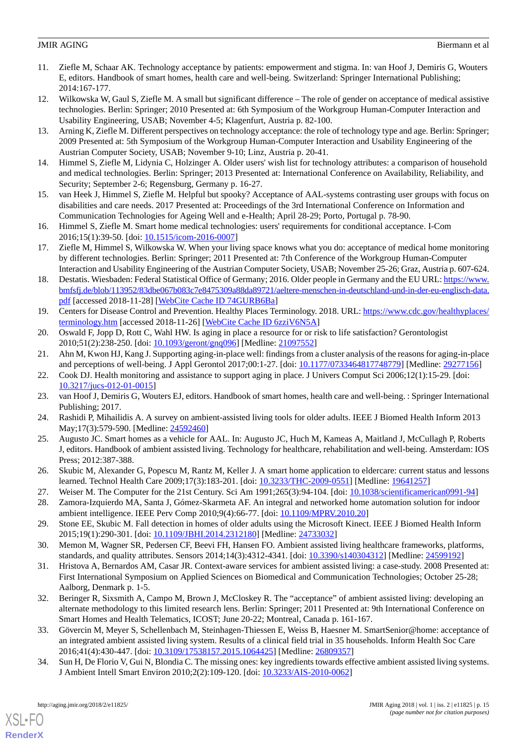11. Ziefle M, Schaar AK. Technology acceptance by patients: empowerment and stigma. In: van Hoof J, Demiris G, Wouters E, editors. Handbook of smart homes, health care and well-being. Switzerland: Springer International Publishing; 2014:167-177.
12. Wilkowska W, Gaul S, Ziefle M. A small but significant difference – The role of gender on acceptance of medical assistive technologies. Berlin: Springer; 2010 Presented at: 6th Symposium of the Workgroup Human-Computer Interaction and Usability Engineering, USAB; November 4-5; Klagenfurt, Austria p. 82-100.
13. Arning K, Ziefle M. Different perspectives on technology acceptance: the role of technology type and age. Berlin: Springer; 2009 Presented at: 5th Symposium of the Workgroup Human-Computer Interaction and Usability Engineering of the Austrian Computer Society, USAB; November 9-10; Linz, Austria p. 20-41.
14. Himmel S, Ziefle M, Lidynia C, Holzinger A. Older users' wish list for technology attributes: a comparison of household and medical technologies. Berlin: Springer; 2013 Presented at: International Conference on Availability, Reliability, and Security; September 2-6; Regensburg, Germany p. 16-27.
15. van Heek J, Himmel S, Ziefle M. Helpful but spooky? Acceptance of AAL-systems contrasting user groups with focus on disabilities and care needs. 2017 Presented at: Proceedings of the 3rd International Conference on Information and Communication Technologies for Ageing Well and e-Health; April 28-29; Porto, Portugal p. 78-90.
16. Himmel S, Ziefle M. Smart home medical technologies: users' requirements for conditional acceptance. I-Com 2016;15(1):39-50. [doi: 10.1515/icom-2016-0007]
17. Ziefle M, Himmel S, Wilkowska W. When your living space knows what you do: acceptance of medical home monitoring by different technologies. Berlin: Springer; 2011 Presented at: 7th Conference of the Workgroup Human-Computer Interaction and Usability Engineering of the Austrian Computer Society, USAB; November 25-26; Graz, Austria p. 607-624.
18. Destatis. Wiesbaden: Federal Statistical Office of Germany; 2016. Older people in Germany and the EU URL: https://www.bmfsfj.de/blob/113952/83dbe067b083c7e8475309a88da89721/aeltere-menschen-in-deutschland-und-in-der-eu-englisch-data.pdf [accessed 2018-11-28] [WebCite Cache ID 74GURB6Ba]
19. Centers for Disease Control and Prevention. Healthy Places Terminology. 2018. URL: https://www.cdc.gov/healthyplaces/terminology.htm [accessed 2018-11-26] [WebCite Cache ID 6zziV6N5A]
20. Oswald F, Jopp D, Rott C, Wahl HW. Is aging in place a resource for or risk to life satisfaction? Gerontologist 2010;51(2):238-250. [doi: 10.1093/geront/gnq096] [Medline: 21097552]
21. Ahn M, Kwon HJ, Kang J. Supporting aging-in-place well: findings from a cluster analysis of the reasons for aging-in-place and perceptions of well-being. J Appl Gerontol 2017;00:1-27. [doi: 10.1177/0733464817748779] [Medline: 29277156]
22. Cook DJ. Health monitoring and assistance to support aging in place. J Univers Comput Sci 2006;12(1):15-29. [doi: 10.3217/jucs-012-01-0015]
23. van Hoof J, Demiris G, Wouters EJ, editors. Handbook of smart homes, health care and well-being. : Springer International Publishing; 2017.
24. Rashidi P, Mihailidis A. A survey on ambient-assisted living tools for older adults. IEEE J Biomed Health Inform 2013 May;17(3):579-590. [Medline: 24592460]
25. Augusto JC. Smart homes as a vehicle for AAL. In: Augusto JC, Huch M, Kameas A, Maitland J, McCullagh P, Roberts J, editors. Handbook of ambient assisted living. Technology for healthcare, rehabilitation and well-being. Amsterdam: IOS Press; 2012:387-388.
26. Skubic M, Alexander G, Popescu M, Rantz M, Keller J. A smart home application to eldercare: current status and lessons learned. Technol Health Care 2009;17(3):183-201. [doi: 10.3233/THC-2009-0551] [Medline: 19641257]
27. Weiser M. The Computer for the 21st Century. Sci Am 1991;265(3):94-104. [doi: 10.1038/scientificamerican0991-94]
28. Zamora-Izquierdo MA, Santa J, Gómez-Skarmeta AF. An integral and networked home automation solution for indoor ambient intelligence. IEEE Perv Comp 2010;9(4):66-77. [doi: 10.1109/MPRV.2010.20]
29. Stone EE, Skubic M. Fall detection in homes of older adults using the Microsoft Kinect. IEEE J Biomed Health Inform 2015;19(1):290-301. [doi: 10.1109/JBHI.2014.2312180] [Medline: 24733032]
30. Memon M, Wagner SR, Pedersen CF, Beevi FH, Hansen FO. Ambient assisted living healthcare frameworks, platforms, standards, and quality attributes. Sensors 2014;14(3):4312-4341. [doi: 10.3390/s140304312] [Medline: 24599192]
31. Hristova A, Bernardos AM, Casar JR. Context-aware services for ambient assisted living: a case-study. 2008 Presented at: First International Symposium on Applied Sciences on Biomedical and Communication Technologies; October 25-28; Aalborg, Denmark p. 1-5.
32. Beringer R, Sixsmith A, Campo M, Brown J, McCloskey R. The "acceptance" of ambient assisted living: developing an alternate methodology to this limited research lens. Berlin: Springer; 2011 Presented at: 9th International Conference on Smart Homes and Health Telematics, ICOST; June 20-22; Montreal, Canada p. 161-167.
33. Gövercin M, Meyer S, Schellenbach M, Steinhagen-Thiessen E, Weiss B, Haesner M. SmartSenior@home: acceptance of an integrated ambient assisted living system. Results of a clinical field trial in 35 households. Inform Health Soc Care 2016;41(4):430-447. [doi: 10.3109/17538157.2015.1064425] [Medline: 26809357]
34. Sun H, De Florio V, Gui N, Blondia C. The missing ones: key ingredients towards effective ambient assisted living systems. J Ambient Intell Smart Environ 2010;2(2):109-120. [doi: 10.3233/AIS-2010-0062]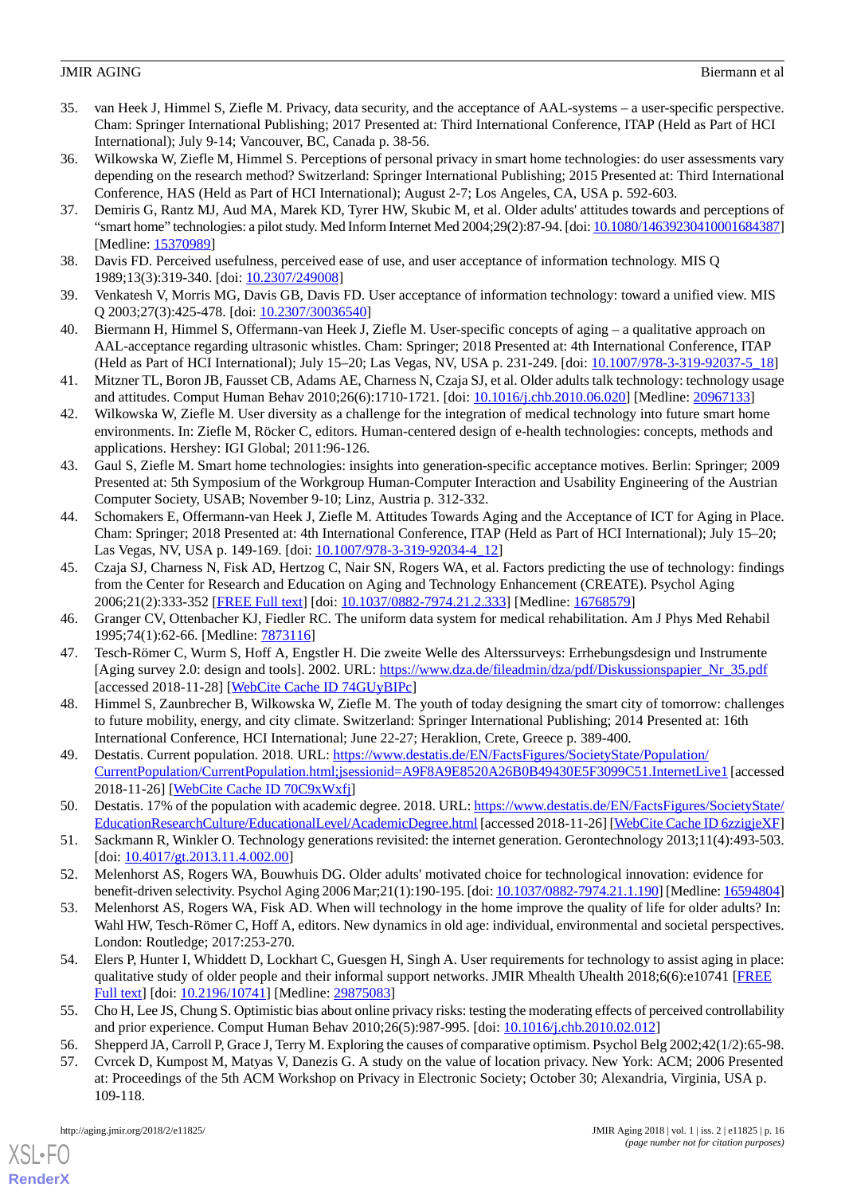35. van Heek J, Himmel S, Ziefle M. Privacy, data security, and the acceptance of AAL-systems – a user-specific perspective. Cham: Springer International Publishing; 2017 Presented at: Third International Conference, ITAP (Held as Part of HCI International); July 9-14; Vancouver, BC, Canada p. 38-56.
36. Wilkowska W, Ziefle M, Himmel S. Perceptions of personal privacy in smart home technologies: do user assessments vary depending on the research method? Switzerland: Springer International Publishing; 2015 Presented at: Third International Conference, HAS (Held as Part of HCI International); August 2-7; Los Angeles, CA, USA p. 592-603.
37. Demiris G, Rantz MJ, Aud MA, Marek KD, Tyrer HW, Skubic M, et al. Older adults' attitudes towards and perceptions of "smart home" technologies: a pilot study. Med Inform Internet Med 2004;29(2):87-94. [doi: 10.1080/14639230410001684387] [Medline: 15370989]
38. Davis FD. Perceived usefulness, perceived ease of use, and user acceptance of information technology. MIS Q 1989;13(3):319-340. [doi: 10.2307/249008]
39. Venkatesh V, Morris MG, Davis GB, Davis FD. User acceptance of information technology: toward a unified view. MIS Q 2003;27(3):425-478. [doi: 10.2307/30036540]
40. Biermann H, Himmel S, Offermann-van Heek J, Ziefle M. User-specific concepts of aging – a qualitative approach on AAL-acceptance regarding ultrasonic whistles. Cham: Springer; 2018 Presented at: 4th International Conference, ITAP (Held as Part of HCI International); July 15–20; Las Vegas, NV, USA p. 231-249. [doi: 10.1007/978-3-319-92037-5_18]
41. Mitzner TL, Boron JB, Fausset CB, Adams AE, Charness N, Czaja SJ, et al. Older adults talk technology: technology usage and attitudes. Comput Human Behav 2010;26(6):1710-1721. [doi: 10.1016/j.chb.2010.06.020] [Medline: 20967133]
42. Wilkowska W, Ziefle M. User diversity as a challenge for the integration of medical technology into future smart home environments. In: Ziefle M, Röcker C, editors. Human-centered design of e-health technologies: concepts, methods and applications. Hershey: IGI Global; 2011:96-126.
43. Gaul S, Ziefle M. Smart home technologies: insights into generation-specific acceptance motives. Berlin: Springer; 2009 Presented at: 5th Symposium of the Workgroup Human-Computer Interaction and Usability Engineering of the Austrian Computer Society, USAB; November 9-10; Linz, Austria p. 312-332.
44. Schomakers E, Offermann-van Heek J, Ziefle M. Attitudes Towards Aging and the Acceptance of ICT for Aging in Place. Cham: Springer; 2018 Presented at: 4th International Conference, ITAP (Held as Part of HCI International); July 15–20; Las Vegas, NV, USA p. 149-169. [doi: 10.1007/978-3-319-92034-4_12]
45. Czaja SJ, Charness N, Fisk AD, Hertzog C, Nair SN, Rogers WA, et al. Factors predicting the use of technology: findings from the Center for Research and Education on Aging and Technology Enhancement (CREATE). Psychol Aging 2006;21(2):333-352 [FREE Full text] [doi: 10.1037/0882-7974.21.2.333] [Medline: 16768579]
46. Granger CV, Ottenbacher KJ, Fiedler RC. The uniform data system for medical rehabilitation. Am J Phys Med Rehabil 1995;74(1):62-66. [Medline: 7873116]
47. Tesch-Römer C, Wurm S, Hoff A, Engstler H. Die zweite Welle des Alterssurveys: Erhebungsdesign und Instrumente [Aging survey 2.0: design and tools]. 2002. URL: https://www.dza.de/fileadmin/dza/pdf/Diskussionspapier_Nr_35.pdf [accessed 2018-11-28] [WebCite Cache ID 74GUyBIPc]
48. Himmel S, Zaunbrecher B, Wilkowska W, Ziefle M. The youth of today designing the smart city of tomorrow: challenges to future mobility, energy, and city climate. Switzerland: Springer International Publishing; 2014 Presented at: 16th International Conference, HCI International; June 22-27; Heraklion, Crete, Greece p. 389-400.
49. Destatis. Current population. 2018. URL: https://www.destatis.de/EN/FactsFigures/SocietyState/Population/CurrentPopulation/CurrentPopulation.html;jsessionid=A9F8A9E8520A26B0B49430E5F3099C51.InternetLive1 [accessed 2018-11-26] [WebCite Cache ID 70C9xWxfj]
50. Destatis. 17% of the population with academic degree. 2018. URL: https://www.destatis.de/EN/FactsFigures/SocietyState/EducationResearchCulture/EducationalLevel/AcademicDegree.html [accessed 2018-11-26] [WebCite Cache ID 6zzigjeXF]
51. Sackmann R, Winkler O. Technology generations revisited: the internet generation. Gerontechnology 2013;11(4):493-503. [doi: 10.4017/gt.2013.11.4.002.00]
52. Melenhorst AS, Rogers WA, Bouwhuis DG. Older adults' motivated choice for technological innovation: evidence for benefit-driven selectivity. Psychol Aging 2006 Mar;21(1):190-195. [doi: 10.1037/0882-7974.21.1.190] [Medline: 16594804]
53. Melenhorst AS, Rogers WA, Fisk AD. When will technology in the home improve the quality of life for older adults? In: Wahl HW, Tesch-Römer C, Hoff A, editors. New dynamics in old age: individual, environmental and societal perspectives. London: Routledge; 2017:253-270.
54. Elers P, Hunter I, Whiddett D, Lockhart C, Guesgen H, Singh A. User requirements for technology to assist aging in place: qualitative study of older people and their informal support networks. JMIR Mhealth Uhealth 2018;6(6):e10741 [FREE Full text] [doi: 10.2196/10741] [Medline: 29875083]
55. Cho H, Lee JS, Chung S. Optimistic bias about online privacy risks: testing the moderating effects of perceived controllability and prior experience. Comput Human Behav 2010;26(5):987-995. [doi: 10.1016/j.chb.2010.02.012]
56. Shepperd JA, Carroll P, Grace J, Terry M. Exploring the causes of comparative optimism. Psychol Belg 2002;42(1/2):65-98.
57. Cvrcek D, Kumpost M, Matyas V, Danezis G. A study on the value of location privacy. New York: ACM; 2006 Presented at: Proceedings of the 5th ACM Workshop on Privacy in Electronic Society; October 30; Alexandria, Virginia, USA p. 109-118.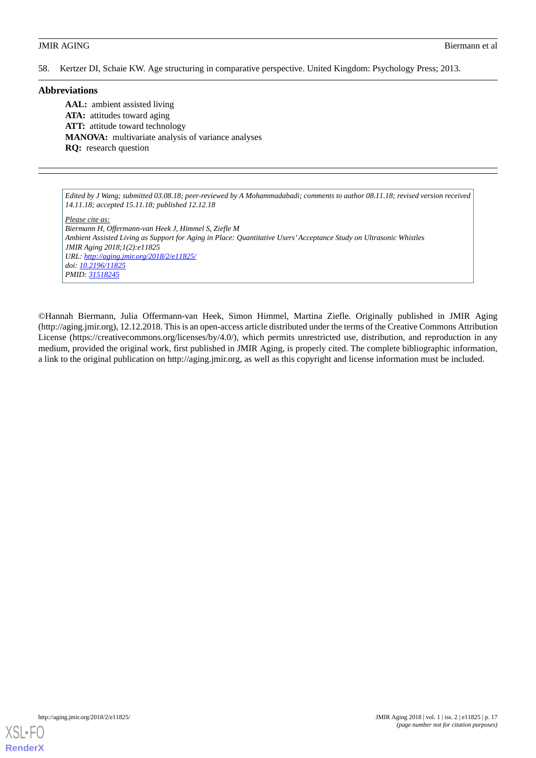58. Kertzer DI, Schaie KW. Age structuring in comparative perspective. United Kingdom: Psychology Press; 2013.

## Abbreviations

**AAL:** ambient assisted living
**ATA:** attitudes toward aging
**ATT:** attitude toward technology
**MANOVA:** multivariate analysis of variance analyses
**RQ:** research question

*Edited by J Wang; submitted 03.08.18; peer-reviewed by A Mohammadabadi; comments to author 08.11.18; revised version received 14.11.18; accepted 15.11.18; published 12.12.18*

*Please cite as:*
*Biermann H, Offermann-van Heek J, Himmel S, Ziefle M*
*Ambient Assisted Living as Support for Aging in Place: Quantitative Users' Acceptance Study on Ultrasonic Whistles*
*JMIR Aging 2018;1(2):e11825*
*URL: http://aging.jmir.org/2018/2/e11825/*
*doi: 10.2196/11825*
*PMID: 31518245*

©Hannah Biermann, Julia Offermann-van Heek, Simon Himmel, Martina Ziefle. Originally published in JMIR Aging (http://aging.jmir.org), 12.12.2018. This is an open-access article distributed under the terms of the Creative Commons Attribution License (https://creativecommons.org/licenses/by/4.0/), which permits unrestricted use, distribution, and reproduction in any medium, provided the original work, first published in JMIR Aging, is properly cited. The complete bibliographic information, a link to the original publication on http://aging.jmir.org, as well as this copyright and license information must be included.